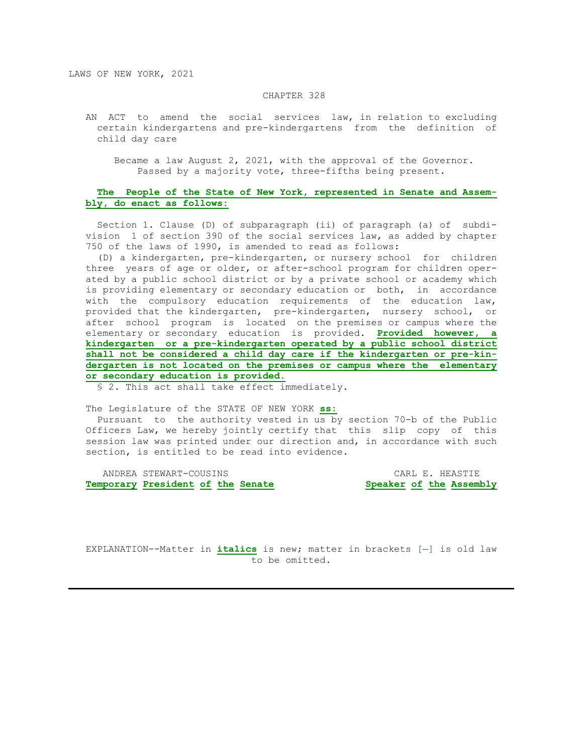LAWS OF NEW YORK, 2021

CHAPTER 328

AN ACT to amend the social services law, in relation to excluding certain kindergartens and pre-kindergartens from the definition of child day care

Became a law August 2, 2021, with the approval of the Governor. Passed by a majority vote, three-fifths being present.

**The People of the State of New York, represented in Senate and Assembly, do enact as follows:**

Section 1. Clause (D) of subparagraph (ii) of paragraph (a) of subdivision 1 of section 390 of the social services law, as added by chapter 750 of the laws of 1990, is amended to read as follows:

(D) a kindergarten, pre-kindergarten, or nursery school for children three years of age or older, or after-school program for children operated by a public school district or by a private school or academy which is providing elementary or secondary education or both, in accordance with the compulsory education requirements of the education law, provided that the kindergarten, pre-kindergarten, nursery school, or after school program is located on the premises or campus where the elementary or secondary education is provided. **Provided however, a kindergarten or a pre-kindergarten operated by a public school district shall not be considered a child day care if the kindergarten or pre-kindergarten is not located on the premises or campus where the elementary or secondary education is provided.**

§ 2. This act shall take effect immediately.

The Legislature of the STATE OF NEW YORK **ss:**

Pursuant to the authority vested in us by section 70-b of the Public Officers Law, we hereby jointly certify that this slip copy of this session law was printed under our direction and, in accordance with such section, is entitled to be read into evidence.

ANDREA STEWART-COUSINS
**Temporary President of the Senate**

CARL E. HEASTIE
**Speaker of the Assembly**

EXPLANATION--Matter in ***italics*** is new; matter in brackets [-] is old law to be omitted.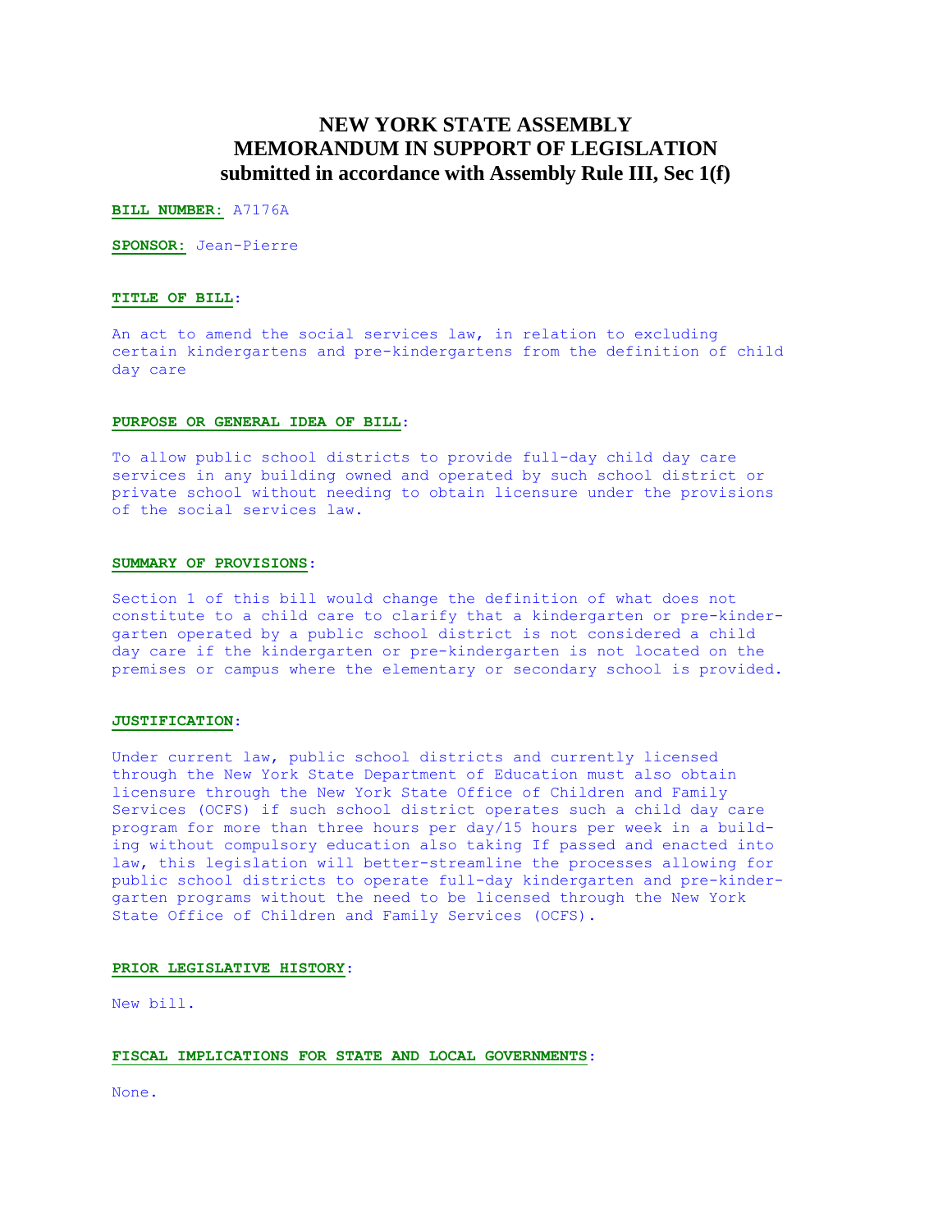# NEW YORK STATE ASSEMBLY
# MEMORANDUM IN SUPPORT OF LEGISLATION
## submitted in accordance with Assembly Rule III, Sec 1(f)

**BILL NUMBER:** A7176A

**SPONSOR:** Jean-Pierre

**TITLE OF BILL:**

An act to amend the social services law, in relation to excluding certain kindergartens and pre-kindergartens from the definition of child day care

**PURPOSE OR GENERAL IDEA OF BILL:**

To allow public school districts to provide full-day child day care services in any building owned and operated by such school district or private school without needing to obtain licensure under the provisions of the social services law.

**SUMMARY OF PROVISIONS:**

Section 1 of this bill would change the definition of what does not constitute to a child care to clarify that a kindergarten or pre-kindergarten operated by a public school district is not considered a child day care if the kindergarten or pre-kindergarten is not located on the premises or campus where the elementary or secondary school is provided.

**JUSTIFICATION:**

Under current law, public school districts and currently licensed through the New York State Department of Education must also obtain licensure through the New York State Office of Children and Family Services (OCFS) if such school district operates such a child day care program for more than three hours per day/15 hours per week in a building without compulsory education also taking If passed and enacted into law, this legislation will better-streamline the processes allowing for public school districts to operate full-day kindergarten and pre-kindergarten programs without the need to be licensed through the New York State Office of Children and Family Services (OCFS).

**PRIOR LEGISLATIVE HISTORY:**

New bill.

**FISCAL IMPLICATIONS FOR STATE AND LOCAL GOVERNMENTS:**

None.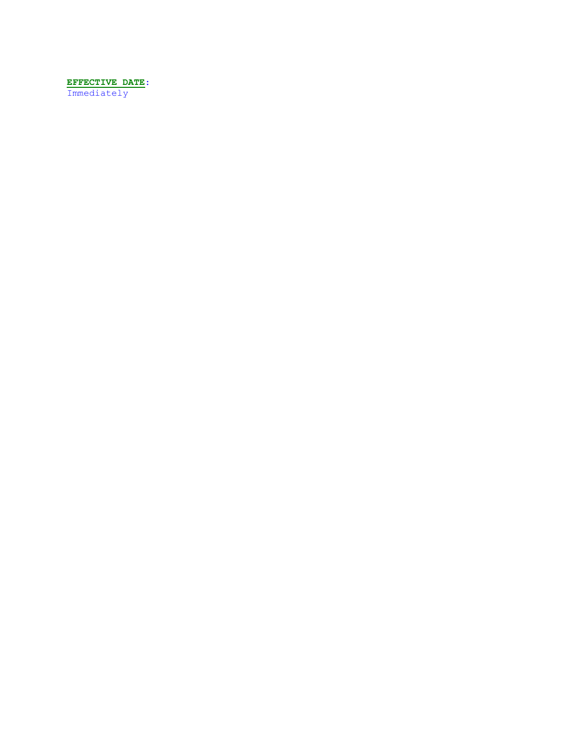**EFFECTIVE DATE**:
Immediately